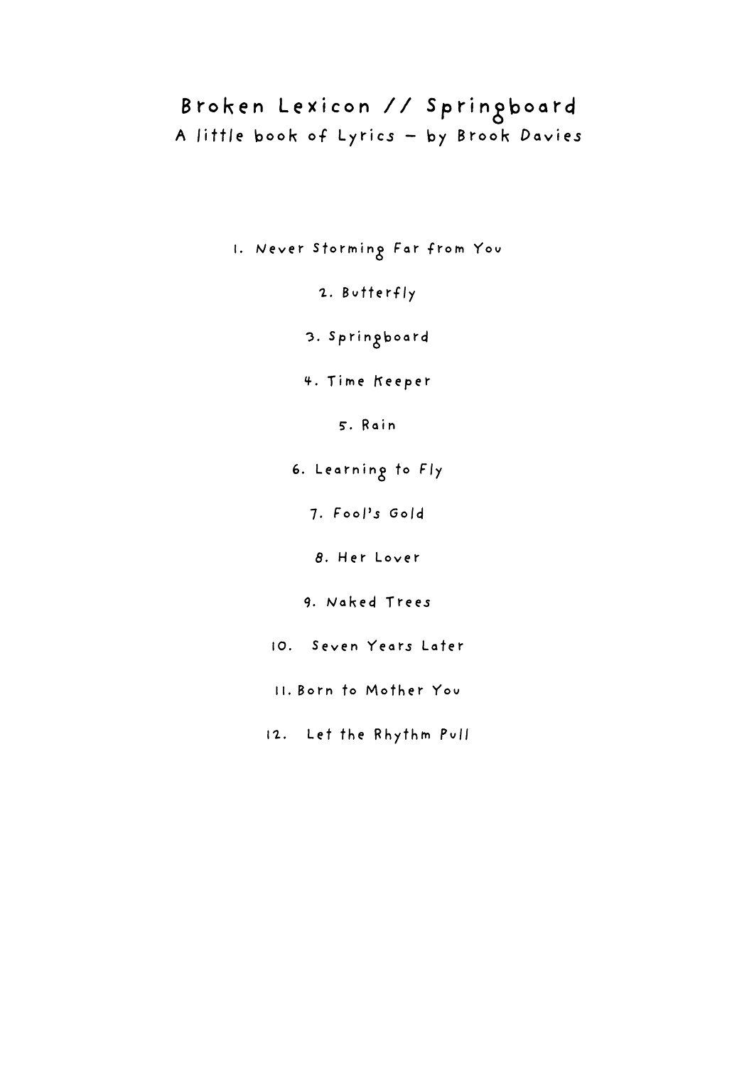# Broken Lexicon // Springboard

A little book of Lyrics – by Brook Davies

1. Never Storming Far from You
2. Butterfly
3. Springboard
4. Time Keeper
5. Rain
6. Learning to Fly
7. Fool's Gold
8. Her Lover
9. Naked Trees
10. Seven Years Later
11. Born to Mother You
12. Let the Rhythm Pull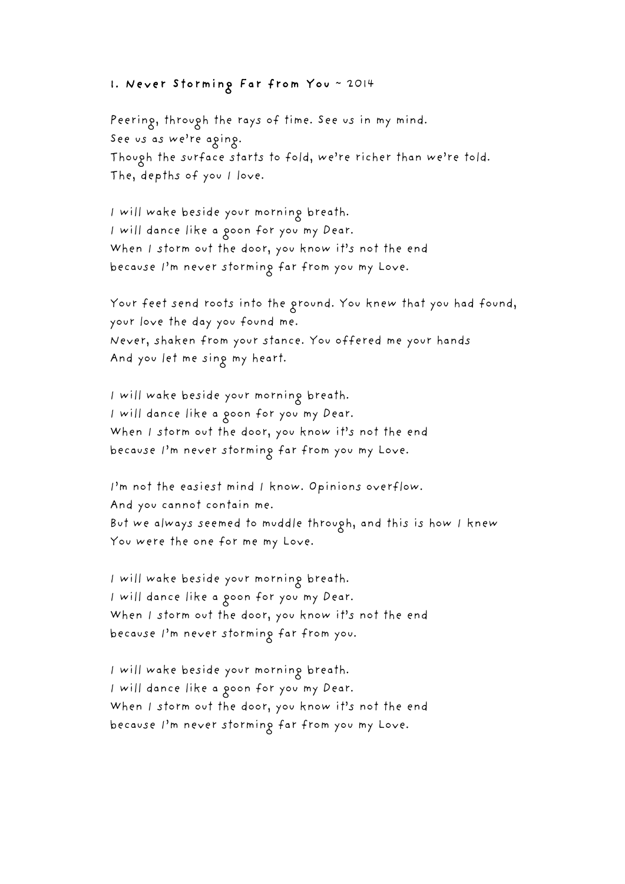## 1. Never Storming Far from You ~ 2014

Peering, through the rays of time. See us in my mind.
See us as we're aging.
Though the surface starts to fold, we're richer than we're told.
The, depths of you I love.

I will wake beside your morning breath.
I will dance like a goon for you my Dear.
When I storm out the door, you know it's not the end
because I'm never storming far from you my Love.

Your feet send roots into the ground. You knew that you had found,
your love the day you found me.
Never, shaken from your stance. You offered me your hands
And you let me sing my heart.

I will wake beside your morning breath.
I will dance like a goon for you my Dear.
When I storm out the door, you know it's not the end
because I'm never storming far from you my Love.

I'm not the easiest mind I know. Opinions overflow.
And you cannot contain me.
But we always seemed to muddle through, and this is how I knew
You were the one for me my Love.

I will wake beside your morning breath.
I will dance like a goon for you my Dear.
When I storm out the door, you know it's not the end
because I'm never storming far from you.

I will wake beside your morning breath.
I will dance like a goon for you my Dear.
When I storm out the door, you know it's not the end
because I'm never storming far from you my Love.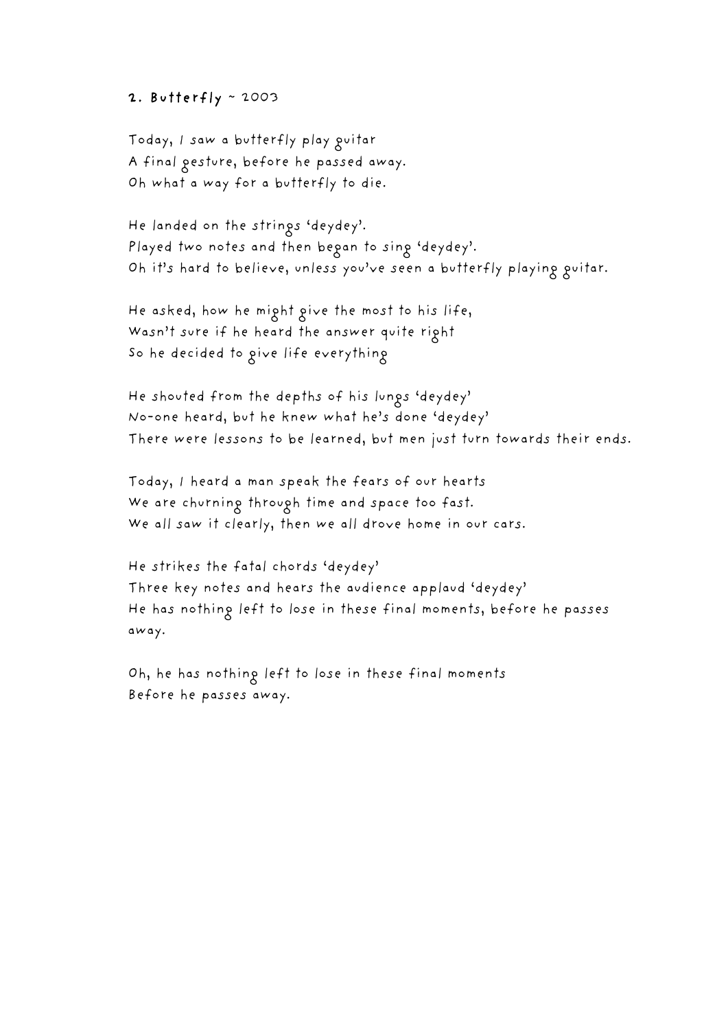## 2. Butterfly ~ 2003

Today, I saw a butterfly play guitar
A final gesture, before he passed away.
Oh what a way for a butterfly to die.

He landed on the strings 'deydey'.
Played two notes and then began to sing 'deydey'.
Oh it's hard to believe, unless you've seen a butterfly playing guitar.

He asked, how he might give the most to his life,
Wasn't sure if he heard the answer quite right
So he decided to give life everything

He shouted from the depths of his lungs 'deydey'
No-one heard, but he knew what he's done 'deydey'
There were lessons to be learned, but men just turn towards their ends.

Today, I heard a man speak the fears of our hearts
We are churning through time and space too fast.
We all saw it clearly, then we all drove home in our cars.

He strikes the fatal chords 'deydey'
Three key notes and hears the audience applaud 'deydey'
He has nothing left to lose in these final moments, before he passes away.

Oh, he has nothing left to lose in these final moments
Before he passes away.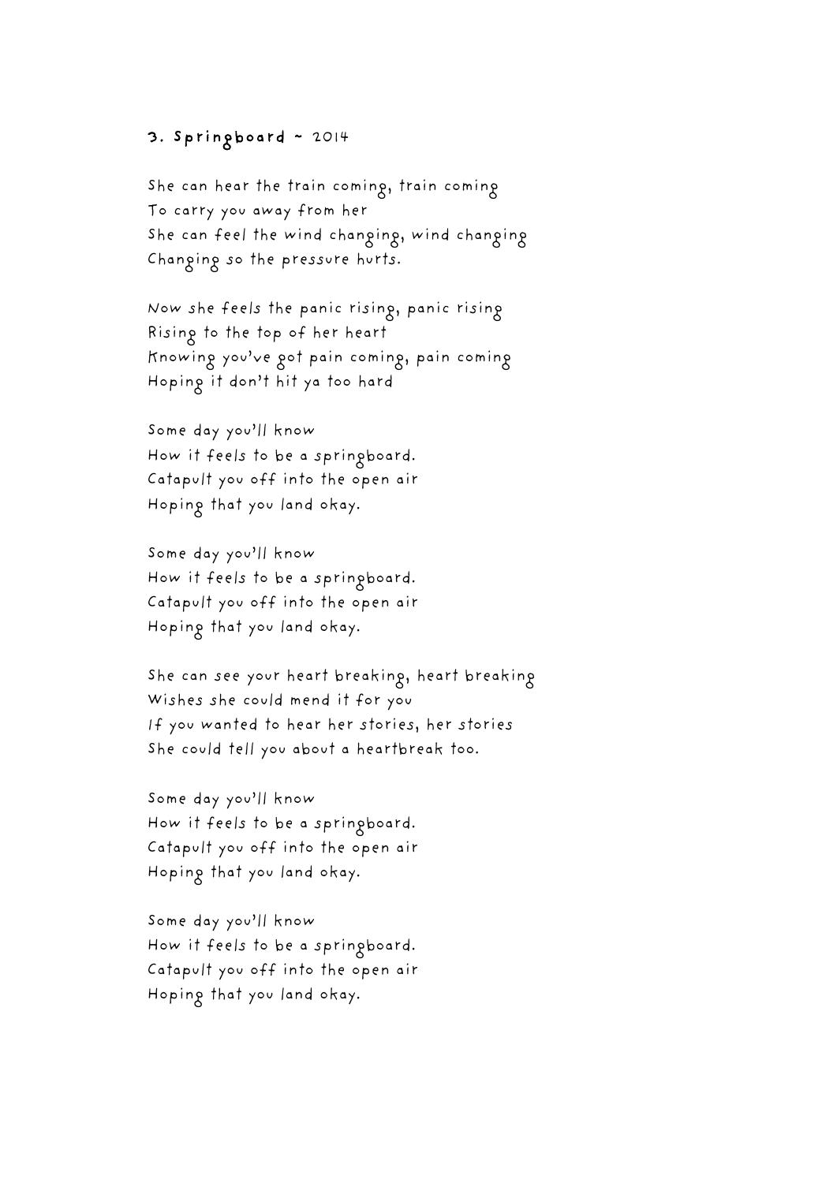### 3. Springboard ~ 2014

She can hear the train coming, train coming
To carry you away from her
She can feel the wind changing, wind changing
Changing so the pressure hurts.

Now she feels the panic rising, panic rising
Rising to the top of her heart
Knowing you've got pain coming, pain coming
Hoping it don't hit ya too hard

Some day you'll know
How it feels to be a springboard.
Catapult you off into the open air
Hoping that you land okay.

Some day you'll know
How it feels to be a springboard.
Catapult you off into the open air
Hoping that you land okay.

She can see your heart breaking, heart breaking
Wishes she could mend it for you
If you wanted to hear her stories, her stories
She could tell you about a heartbreak too.

Some day you'll know
How it feels to be a springboard.
Catapult you off into the open air
Hoping that you land okay.

Some day you'll know
How it feels to be a springboard.
Catapult you off into the open air
Hoping that you land okay.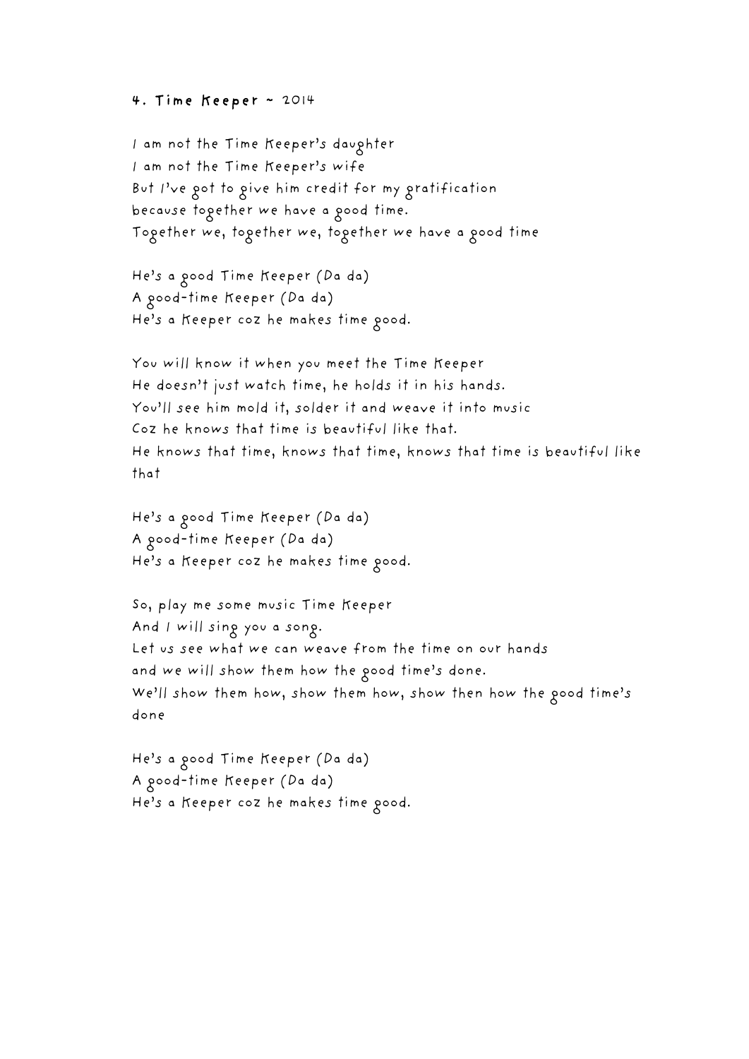**4. Time Keeper** ~ 2014

I am not the Time Keeper's daughter
I am not the Time Keeper's wife
But I've got to give him credit for my gratification
because together we have a good time.
Together we, together we, together we have a good time

He's a good Time Keeper (Da da)
A good-time Keeper (Da da)
He's a Keeper coz he makes time good.

You will know it when you meet the Time Keeper
He doesn't just watch time, he holds it in his hands.
You'll see him mold it, solder it and weave it into music
Coz he knows that time is beautiful like that.
He knows that time, knows that time, knows that time is beautiful like that

He's a good Time Keeper (Da da)
A good-time Keeper (Da da)
He's a Keeper coz he makes time good.

So, play me some music Time Keeper
And I will sing you a song.
Let us see what we can weave from the time on our hands
and we will show them how the good time's done.
We'll show them how, show them how, show then how the good time's done

He's a good Time Keeper (Da da)
A good-time Keeper (Da da)
He's a Keeper coz he makes time good.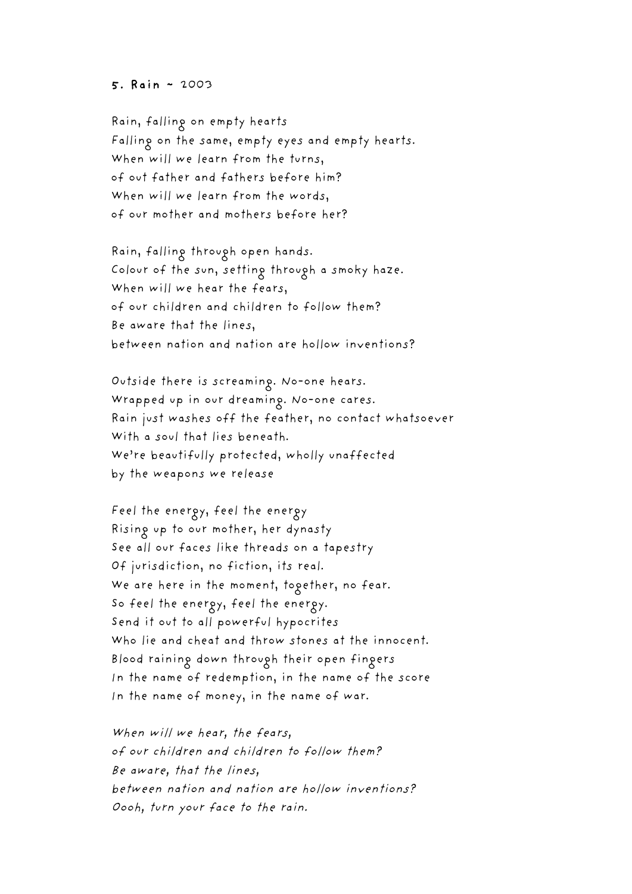**5. Rain** ~ 2003

Rain, falling on empty hearts
Falling on the same, empty eyes and empty hearts.
When will we learn from the turns,
of out father and fathers before him?
When will we learn from the words,
of our mother and mothers before her?

Rain, falling through open hands.
Colour of the sun, setting through a smoky haze.
When will we hear the fears,
of our children and children to follow them?
Be aware that the lines,
between nation and nation are hollow inventions?

Outside there is screaming. No-one hears.
Wrapped up in our dreaming. No-one cares.
Rain just washes off the feather, no contact whatsoever
With a soul that lies beneath.
We're beautifully protected, wholly unaffected
by the weapons we release

Feel the energy, feel the energy
Rising up to our mother, her dynasty
See all our faces like threads on a tapestry
Of jurisdiction, no fiction, its real.
We are here in the moment, together, no fear.
So feel the energy, feel the energy.
Send it out to all powerful hypocrites
Who lie and cheat and throw stones at the innocent.
Blood raining down through their open fingers
In the name of redemption, in the name of the score
In the name of money, in the name of war.

*When will we hear, the fears,*
*of our children and children to follow them?*
*Be aware, that the lines,*
*between nation and nation are hollow inventions?*
*Oooh, turn your face to the rain.*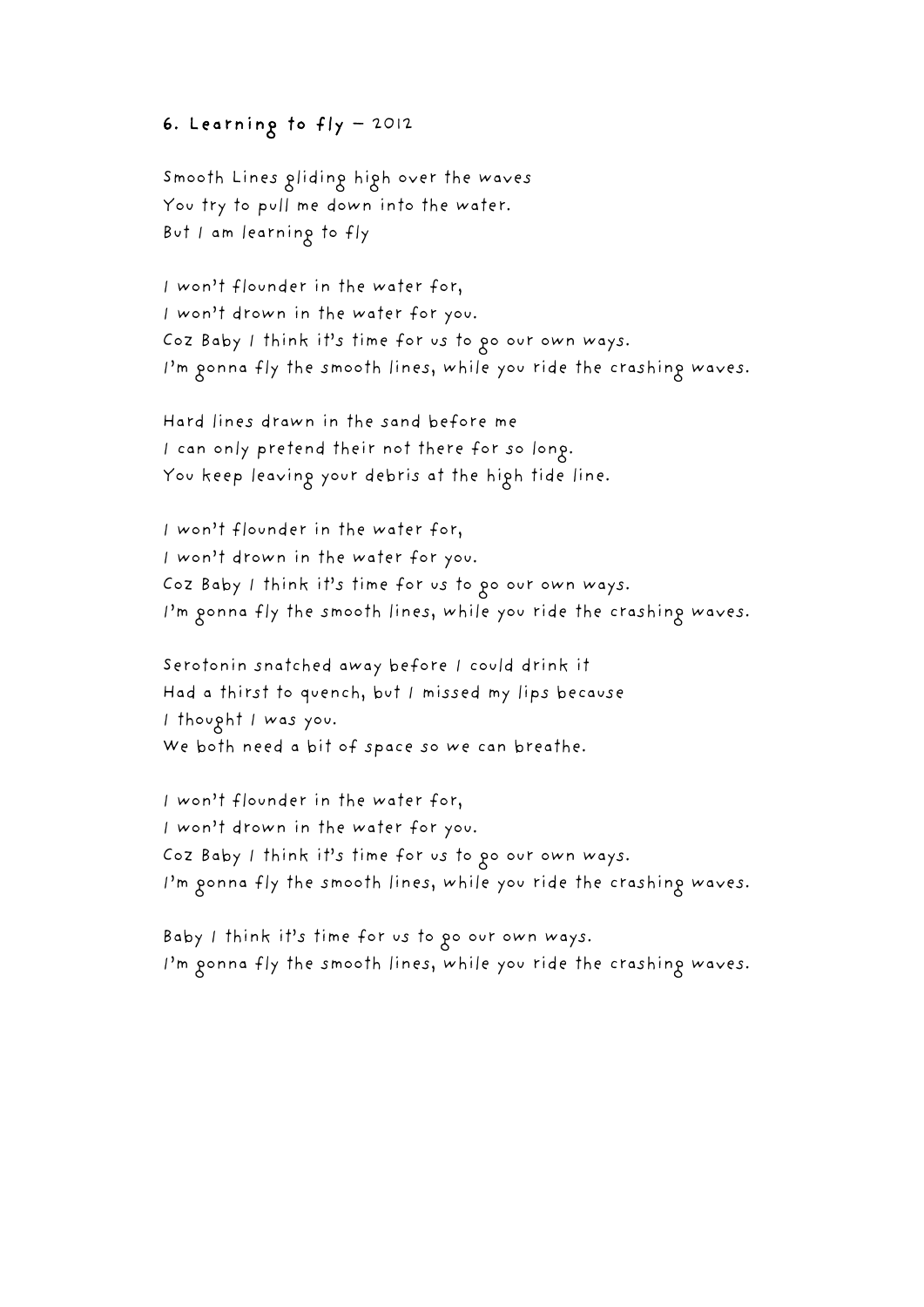## 6. Learning to fly – 2012

Smooth Lines gliding high over the waves
You try to pull me down into the water.
But I am learning to fly

I won't flounder in the water for,
I won't drown in the water for you.
Coz Baby I think it's time for us to go our own ways.
I'm gonna fly the smooth lines, while you ride the crashing waves.

Hard lines drawn in the sand before me
I can only pretend their not there for so long.
You keep leaving your debris at the high tide line.

I won't flounder in the water for,
I won't drown in the water for you.
Coz Baby I think it's time for us to go our own ways.
I'm gonna fly the smooth lines, while you ride the crashing waves.

Serotonin snatched away before I could drink it
Had a thirst to quench, but I missed my lips because
I thought I was you.
We both need a bit of space so we can breathe.

I won't flounder in the water for,
I won't drown in the water for you.
Coz Baby I think it's time for us to go our own ways.
I'm gonna fly the smooth lines, while you ride the crashing waves.

Baby I think it's time for us to go our own ways.
I'm gonna fly the smooth lines, while you ride the crashing waves.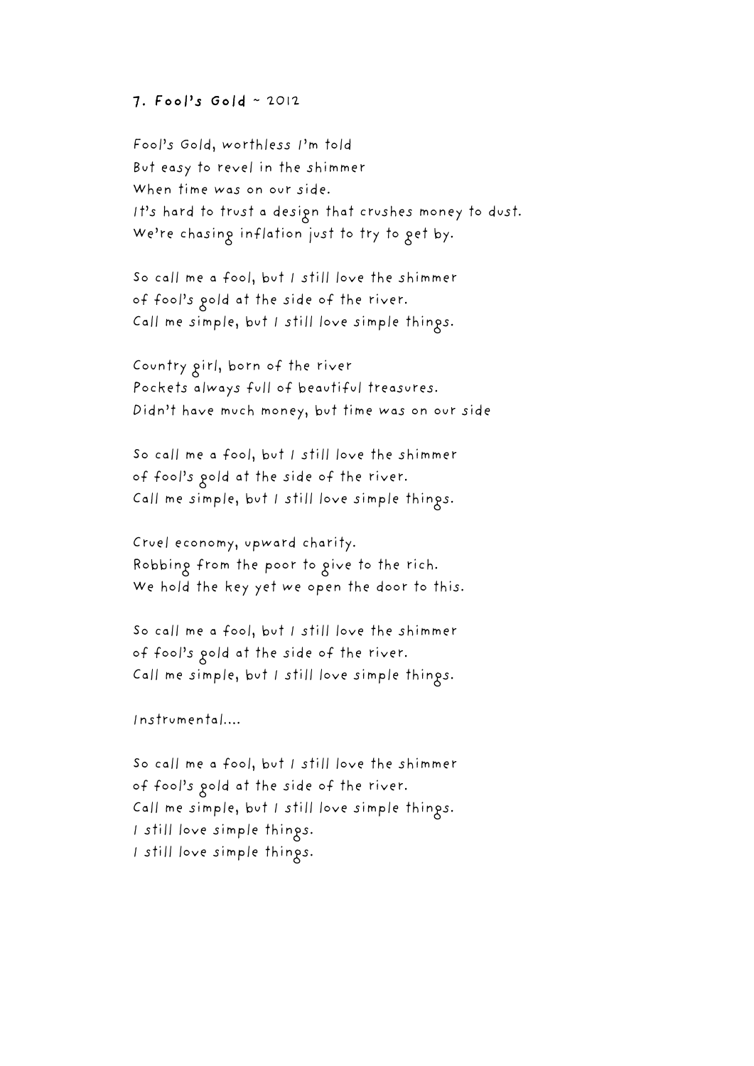### 7. Fool's Gold ~ 2012

Fool's Gold, worthless I'm told  
But easy to revel in the shimmer  
When time was on our side.  
It's hard to trust a design that crushes money to dust.  
We're chasing inflation just to try to get by.

So call me a fool, but I still love the shimmer  
of fool's gold at the side of the river.  
Call me simple, but I still love simple things.

Country girl, born of the river  
Pockets always full of beautiful treasures.  
Didn't have much money, but time was on our side

So call me a fool, but I still love the shimmer  
of fool's gold at the side of the river.  
Call me simple, but I still love simple things.

Cruel economy, upward charity.  
Robbing from the poor to give to the rich.  
We hold the key yet we open the door to this.

So call me a fool, but I still love the shimmer  
of fool's gold at the side of the river.  
Call me simple, but I still love simple things.

Instrumental....

So call me a fool, but I still love the shimmer  
of fool's gold at the side of the river.  
Call me simple, but I still love simple things.  
I still love simple things.  
I still love simple things.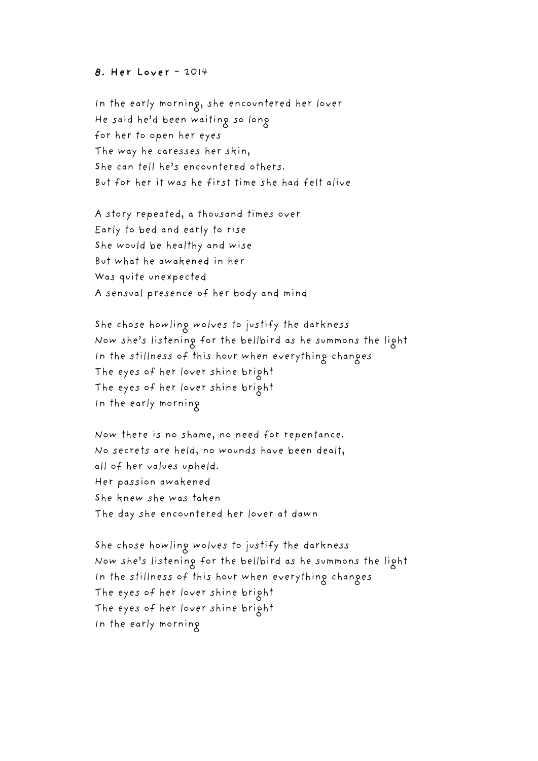## 8. Her Lover ~ 2014

In the early morning, she encountered her lover  
He said he'd been waiting so long  
for her to open her eyes  
The way he caresses her skin,  
She can tell he's encountered others.  
But for her it was he first time she had felt alive

A story repeated, a thousand times over  
Early to bed and early to rise  
She would be healthy and wise  
But what he awakened in her  
Was quite unexpected  
A sensual presence of her body and mind

She chose howling wolves to justify the darkness  
Now she's listening for the bellbird as he summons the light  
In the stillness of this hour when everything changes  
The eyes of her lover shine bright  
The eyes of her lover shine bright  
In the early morning

Now there is no shame, no need for repentance.  
No secrets are held, no wounds have been dealt,  
all of her values upheld.  
Her passion awakened  
She knew she was taken  
The day she encountered her lover at dawn

She chose howling wolves to justify the darkness  
Now she's listening for the bellbird as he summons the light  
In the stillness of this hour when everything changes  
The eyes of her lover shine bright  
The eyes of her lover shine bright  
In the early morning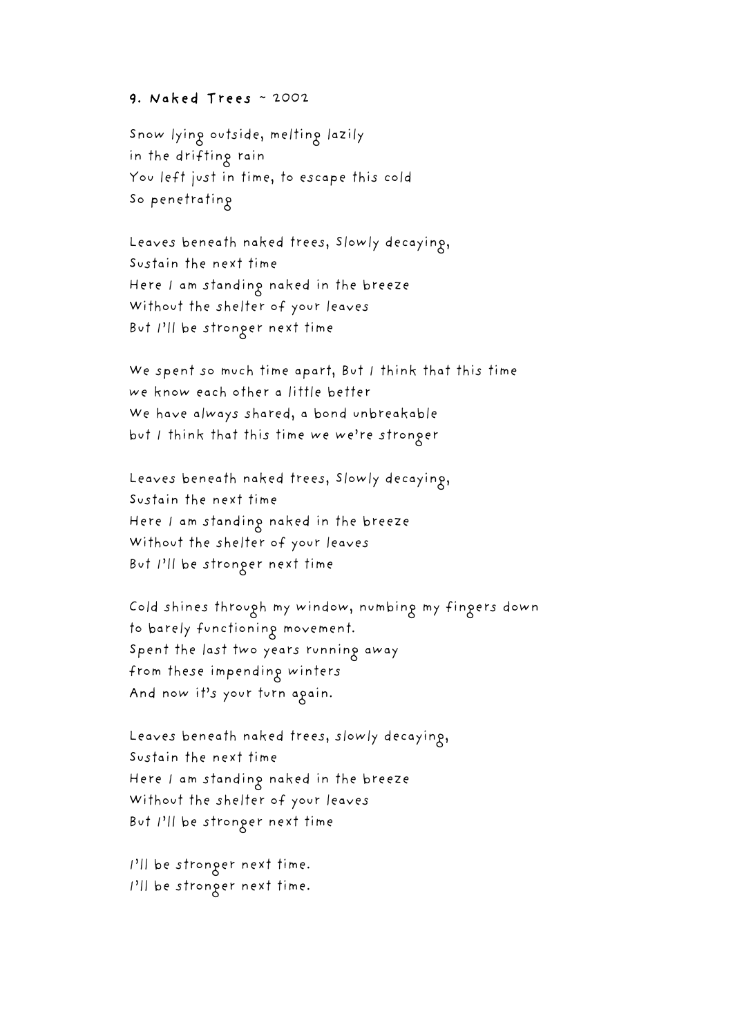## 9. Naked Trees ~ 2002

Snow lying outside, melting lazily
in the drifting rain
You left just in time, to escape this cold
So penetrating

Leaves beneath naked trees, Slowly decaying,
Sustain the next time
Here I am standing naked in the breeze
Without the shelter of your leaves
But I'll be stronger next time

We spent so much time apart, But I think that this time
we know each other a little better
We have always shared, a bond unbreakable
but I think that this time we we're stronger

Leaves beneath naked trees, Slowly decaying,
Sustain the next time
Here I am standing naked in the breeze
Without the shelter of your leaves
But I'll be stronger next time

Cold shines through my window, numbing my fingers down
to barely functioning movement.
Spent the last two years running away
from these impending winters
And now it's your turn again.

Leaves beneath naked trees, slowly decaying,
Sustain the next time
Here I am standing naked in the breeze
Without the shelter of your leaves
But I'll be stronger next time

I'll be stronger next time.
I'll be stronger next time.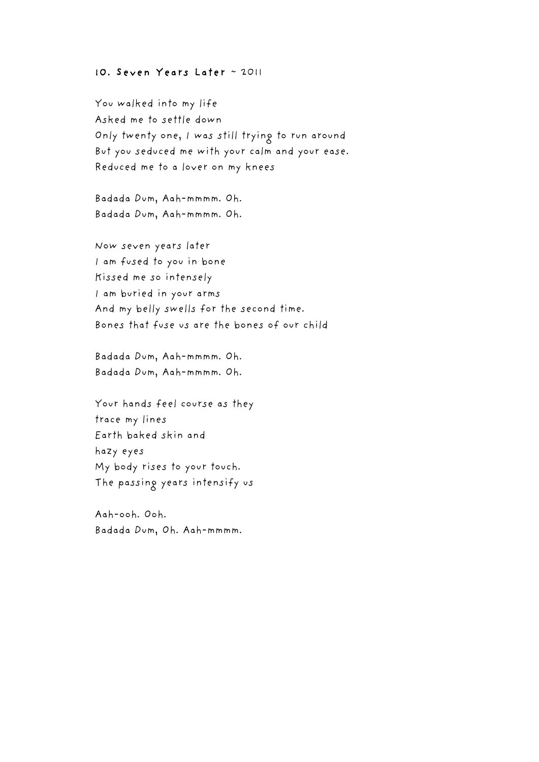### 10. Seven Years Later ~ 2011

You walked into my life  
Asked me to settle down  
Only twenty one, I was still trying to run around  
But you seduced me with your calm and your ease.  
Reduced me to a lover on my knees

Badada Dum, Aah-mmmm. Oh.  
Badada Dum, Aah-mmmm. Oh.

Now seven years later  
I am fused to you in bone  
Kissed me so intensely  
I am buried in your arms  
And my belly swells for the second time.  
Bones that fuse us are the bones of our child

Badada Dum, Aah-mmmm. Oh.  
Badada Dum, Aah-mmmm. Oh.

Your hands feel course as they  
trace my lines  
Earth baked skin and  
hazy eyes  
My body rises to your touch.  
The passing years intensify us

Aah-ooh. Ooh.  
Badada Dum, Oh. Aah-mmmm.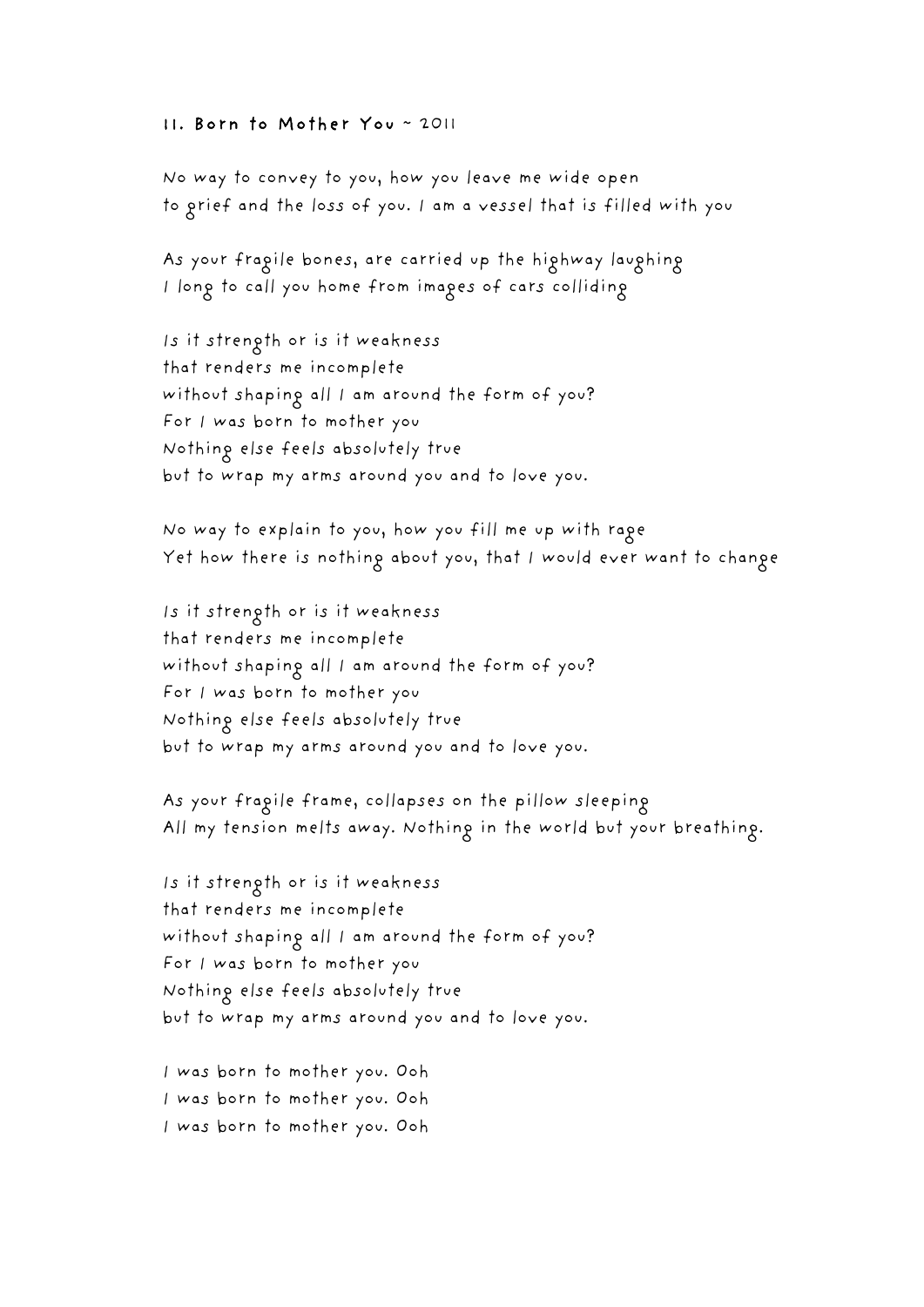### 11. Born to Mother You ~ 2011

No way to convey to you, how you leave me wide open
to grief and the loss of you. I am a vessel that is filled with you

As your fragile bones, are carried up the highway laughing
I long to call you home from images of cars colliding

Is it strength or is it weakness
that renders me incomplete
without shaping all I am around the form of you?
For I was born to mother you
Nothing else feels absolutely true
but to wrap my arms around you and to love you.

No way to explain to you, how you fill me up with rage
Yet how there is nothing about you, that I would ever want to change

Is it strength or is it weakness
that renders me incomplete
without shaping all I am around the form of you?
For I was born to mother you
Nothing else feels absolutely true
but to wrap my arms around you and to love you.

As your fragile frame, collapses on the pillow sleeping
All my tension melts away. Nothing in the world but your breathing.

Is it strength or is it weakness
that renders me incomplete
without shaping all I am around the form of you?
For I was born to mother you
Nothing else feels absolutely true
but to wrap my arms around you and to love you.

I was born to mother you. Ooh
I was born to mother you. Ooh
I was born to mother you. Ooh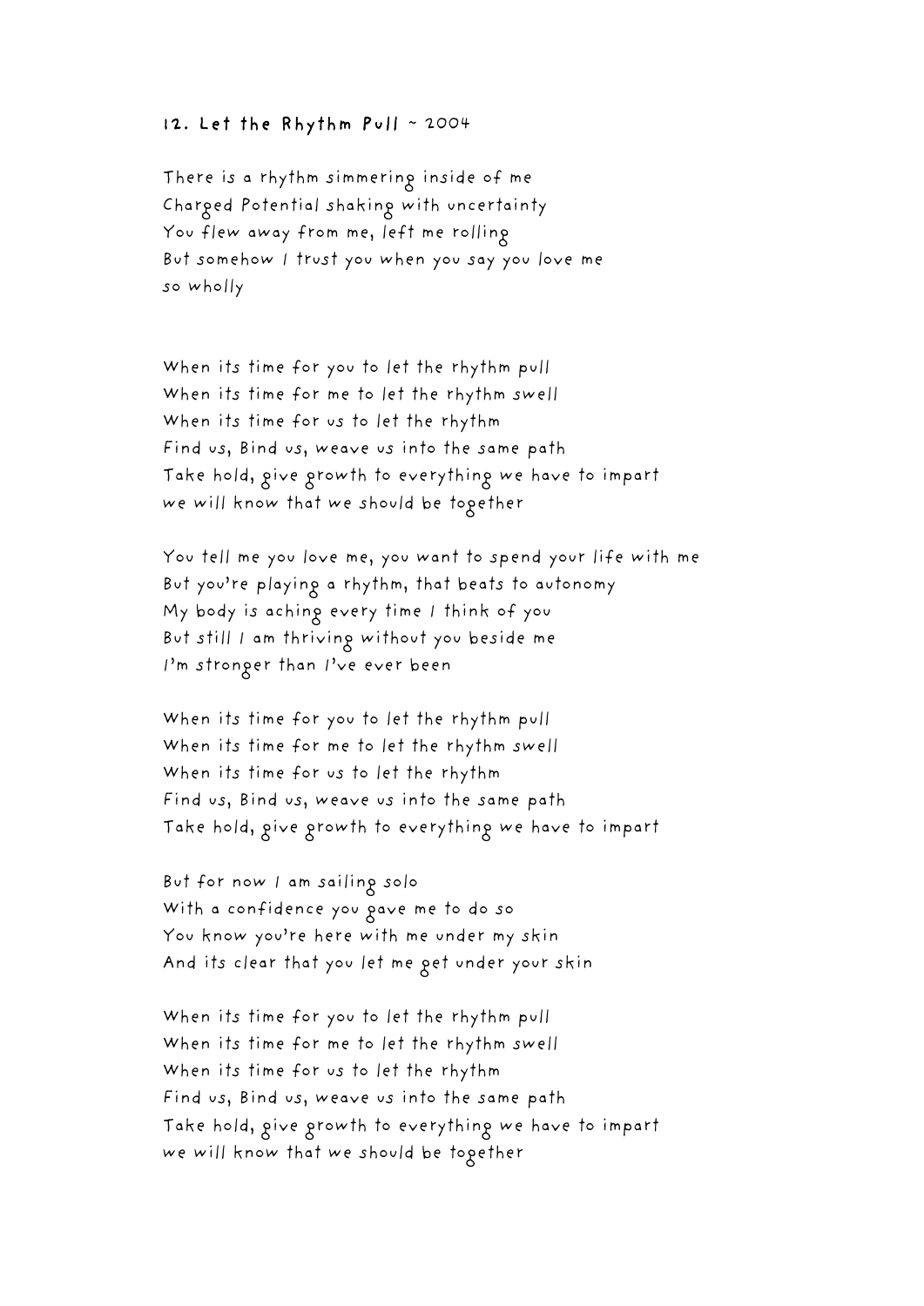### 12. Let the Rhythm Pull ~ 2004

There is a rhythm simmering inside of me
Charged Potential shaking with uncertainty
You flew away from me, left me rolling
But somehow I trust you when you say you love me
so wholly

When its time for you to let the rhythm pull
When its time for me to let the rhythm swell
When its time for us to let the rhythm
Find us, Bind us, weave us into the same path
Take hold, give growth to everything we have to impart
we will know that we should be together

You tell me you love me, you want to spend your life with me
But you're playing a rhythm, that beats to autonomy
My body is aching every time I think of you
But still I am thriving without you beside me
I'm stronger than I've ever been

When its time for you to let the rhythm pull
When its time for me to let the rhythm swell
When its time for us to let the rhythm
Find us, Bind us, weave us into the same path
Take hold, give growth to everything we have to impart

But for now I am sailing solo
With a confidence you gave me to do so
You know you're here with me under my skin
And its clear that you let me get under your skin

When its time for you to let the rhythm pull
When its time for me to let the rhythm swell
When its time for us to let the rhythm
Find us, Bind us, weave us into the same path
Take hold, give growth to everything we have to impart
we will know that we should be together